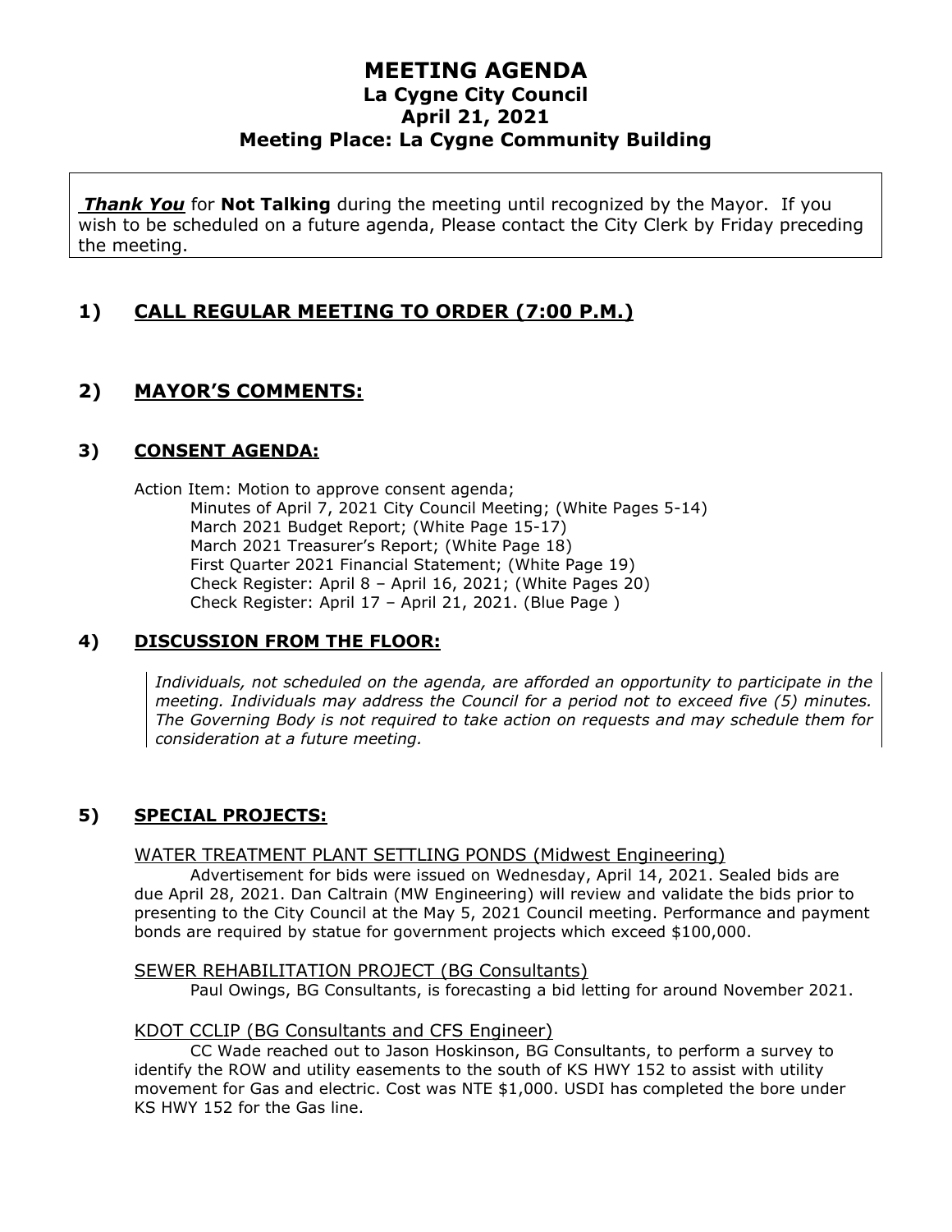# MEETING AGENDA
## La Cygne City Council
## April 21, 2021
## Meeting Place: La Cygne Community Building

***Thank You*** for **Not Talking** during the meeting until recognized by the Mayor. If you wish to be scheduled on a future agenda, Please contact the City Clerk by Friday preceding the meeting.

## 1) CALL REGULAR MEETING TO ORDER (7:00 P.M.)

## 2) MAYOR'S COMMENTS:

### 3) CONSENT AGENDA:

Action Item: Motion to approve consent agenda;
- Minutes of April 7, 2021 City Council Meeting; (White Pages 5-14)
- March 2021 Budget Report; (White Page 15-17)
- March 2021 Treasurer's Report; (White Page 18)
- First Quarter 2021 Financial Statement; (White Page 19)
- Check Register: April 8 – April 16, 2021; (White Pages 20)
- Check Register: April 17 – April 21, 2021. (Blue Page )

### 4) DISCUSSION FROM THE FLOOR:

*Individuals, not scheduled on the agenda, are afforded an opportunity to participate in the meeting. Individuals may address the Council for a period not to exceed five (5) minutes. The Governing Body is not required to take action on requests and may schedule them for consideration at a future meeting.*

### 5) SPECIAL PROJECTS:

WATER TREATMENT PLANT SETTLING PONDS (Midwest Engineering)

Advertisement for bids were issued on Wednesday, April 14, 2021. Sealed bids are due April 28, 2021. Dan Caltrain (MW Engineering) will review and validate the bids prior to presenting to the City Council at the May 5, 2021 Council meeting. Performance and payment bonds are required by statue for government projects which exceed $100,000.

SEWER REHABILITATION PROJECT (BG Consultants)

Paul Owings, BG Consultants, is forecasting a bid letting for around November 2021.

KDOT CCLIP (BG Consultants and CFS Engineer)

CC Wade reached out to Jason Hoskinson, BG Consultants, to perform a survey to identify the ROW and utility easements to the south of KS HWY 152 to assist with utility movement for Gas and electric. Cost was NTE $1,000. USDI has completed the bore under KS HWY 152 for the Gas line.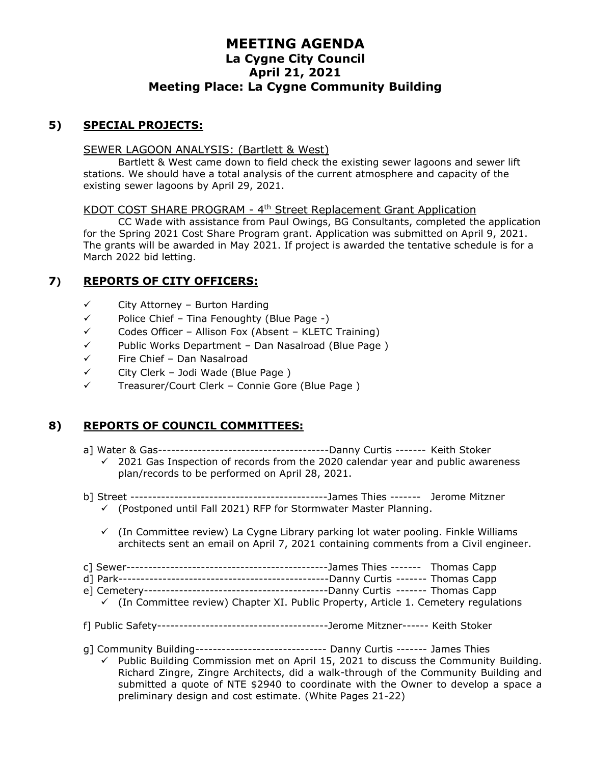# MEETING AGENDA
## La Cygne City Council
## April 21, 2021
## Meeting Place: La Cygne Community Building

## 5) SPECIAL PROJECTS:

SEWER LAGOON ANALYSIS: (Bartlett & West)

Bartlett & West came down to field check the existing sewer lagoons and sewer lift stations. We should have a total analysis of the current atmosphere and capacity of the existing sewer lagoons by April 29, 2021.

KDOT COST SHARE PROGRAM - 4th Street Replacement Grant Application

CC Wade with assistance from Paul Owings, BG Consultants, completed the application for the Spring 2021 Cost Share Program grant. Application was submitted on April 9, 2021. The grants will be awarded in May 2021. If project is awarded the tentative schedule is for a March 2022 bid letting.

## 7) REPORTS OF CITY OFFICERS:

- ✓ City Attorney – Burton Harding
- ✓ Police Chief – Tina Fenoughty (Blue Page -)
- ✓ Codes Officer – Allison Fox (Absent – KLETC Training)
- ✓ Public Works Department – Dan Nasalroad (Blue Page )
- ✓ Fire Chief – Dan Nasalroad
- ✓ City Clerk – Jodi Wade (Blue Page )
- ✓ Treasurer/Court Clerk – Connie Gore (Blue Page )

## 8) REPORTS OF COUNCIL COMMITTEES:

a] Water & Gas---------------------------------------Danny Curtis ------- Keith Stoker
- ✓ 2021 Gas Inspection of records from the 2020 calendar year and public awareness plan/records to be performed on April 28, 2021.

b] Street ---------------------------------------------James Thies ------- Jerome Mitzner
- ✓ (Postponed until Fall 2021) RFP for Stormwater Master Planning.
- ✓ (In Committee review) La Cygne Library parking lot water pooling. Finkle Williams architects sent an email on April 7, 2021 containing comments from a Civil engineer.

c] Sewer----------------------------------------------James Thies ------- Thomas Capp

d] Park------------------------------------------------Danny Curtis ------- Thomas Capp

e] Cemetery------------------------------------------Danny Curtis ------- Thomas Capp
- ✓ (In Committee review) Chapter XI. Public Property, Article 1. Cemetery regulations

f] Public Safety---------------------------------------Jerome Mitzner------ Keith Stoker

g] Community Building------------------------------ Danny Curtis ------- James Thies
- ✓ Public Building Commission met on April 15, 2021 to discuss the Community Building. Richard Zingre, Zingre Architects, did a walk-through of the Community Building and submitted a quote of NTE $2940 to coordinate with the Owner to develop a space a preliminary design and cost estimate. (White Pages 21-22)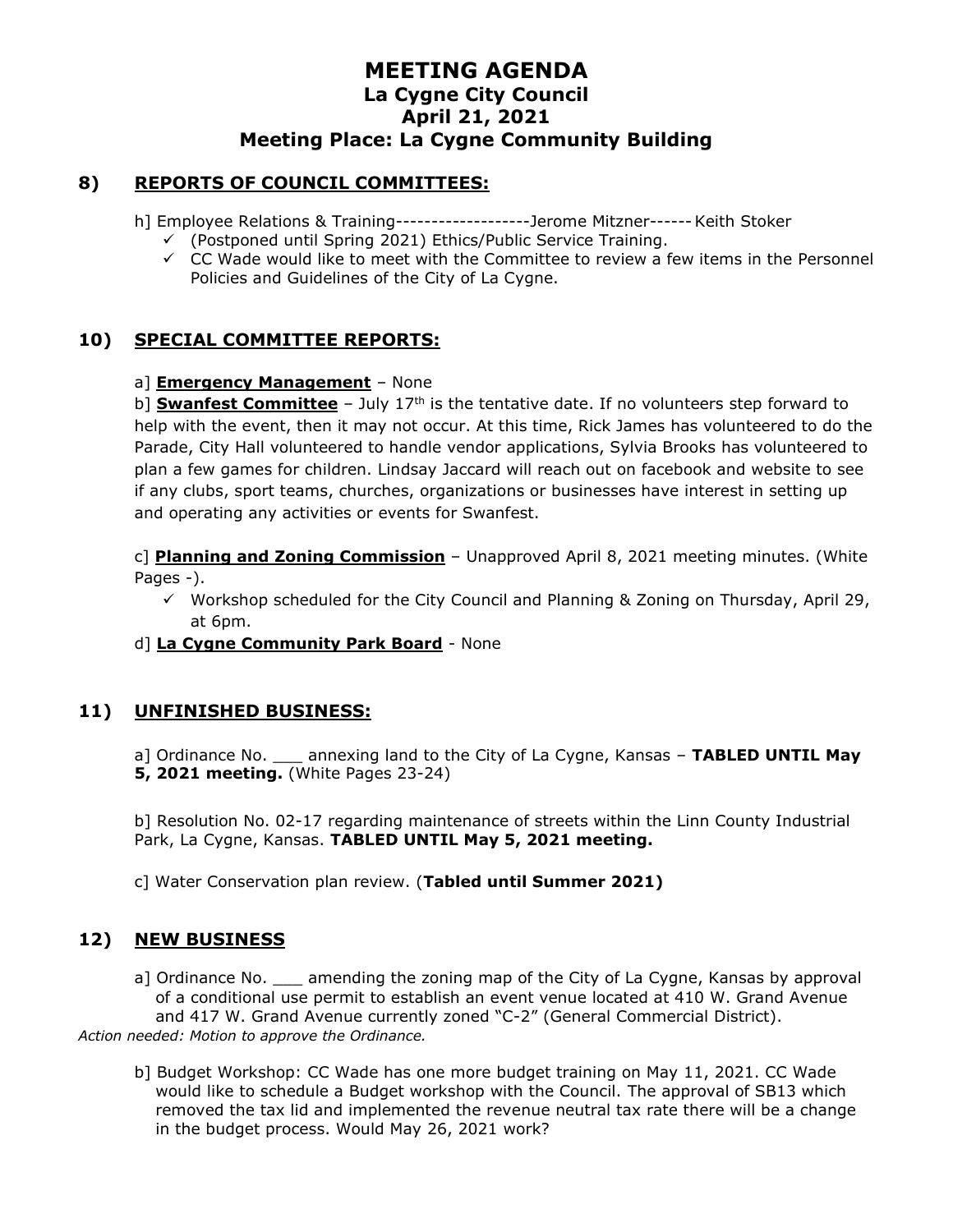# MEETING AGENDA
## La Cygne City Council
## April 21, 2021
## Meeting Place: La Cygne Community Building

### 8) REPORTS OF COUNCIL COMMITTEES:

h] Employee Relations & Training-------------------Jerome Mitzner------Keith Stoker

- ✓ (Postponed until Spring 2021) Ethics/Public Service Training.
- ✓ CC Wade would like to meet with the Committee to review a few items in the Personnel Policies and Guidelines of the City of La Cygne.

### 10) SPECIAL COMMITTEE REPORTS:

a] **Emergency Management** – None

b] **Swanfest Committee** – July 17th is the tentative date. If no volunteers step forward to help with the event, then it may not occur. At this time, Rick James has volunteered to do the Parade, City Hall volunteered to handle vendor applications, Sylvia Brooks has volunteered to plan a few games for children. Lindsay Jaccard will reach out on facebook and website to see if any clubs, sport teams, churches, organizations or businesses have interest in setting up and operating any activities or events for Swanfest.

c] **Planning and Zoning Commission** – Unapproved April 8, 2021 meeting minutes. (White Pages -).

- ✓ Workshop scheduled for the City Council and Planning & Zoning on Thursday, April 29, at 6pm.

d] **La Cygne Community Park Board** - None

### 11) UNFINISHED BUSINESS:

a] Ordinance No. ___ annexing land to the City of La Cygne, Kansas – **TABLED UNTIL May 5, 2021 meeting.** (White Pages 23-24)

b] Resolution No. 02-17 regarding maintenance of streets within the Linn County Industrial Park, La Cygne, Kansas. **TABLED UNTIL May 5, 2021 meeting.**

c] Water Conservation plan review. (**Tabled until Summer 2021)**

### 12) NEW BUSINESS

a] Ordinance No. ___ amending the zoning map of the City of La Cygne, Kansas by approval of a conditional use permit to establish an event venue located at 410 W. Grand Avenue and 417 W. Grand Avenue currently zoned "C-2" (General Commercial District).

*Action needed: Motion to approve the Ordinance.*

b] Budget Workshop: CC Wade has one more budget training on May 11, 2021. CC Wade would like to schedule a Budget workshop with the Council. The approval of SB13 which removed the tax lid and implemented the revenue neutral tax rate there will be a change in the budget process. Would May 26, 2021 work?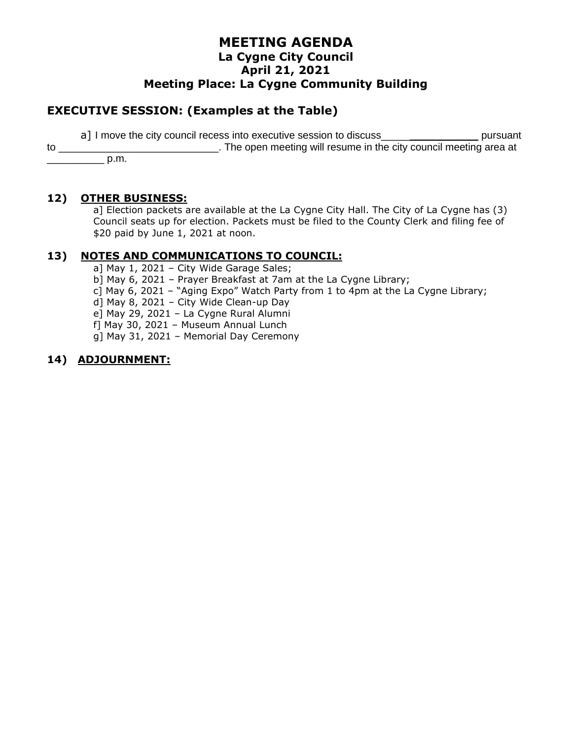# MEETING AGENDA
## La Cygne City Council
## April 21, 2021
## Meeting Place: La Cygne Community Building

## EXECUTIVE SESSION: (Examples at the Table)

a] I move the city council recess into executive session to discuss_______________ pursuant to ___________________________. The open meeting will resume in the city council meeting area at _________ p.m.

## 12) OTHER BUSINESS:

a] Election packets are available at the La Cygne City Hall. The City of La Cygne has (3) Council seats up for election. Packets must be filed to the County Clerk and filing fee of $20 paid by June 1, 2021 at noon.

## 13) NOTES AND COMMUNICATIONS TO COUNCIL:

a] May 1, 2021 – City Wide Garage Sales;
b] May 6, 2021 – Prayer Breakfast at 7am at the La Cygne Library;
c] May 6, 2021 – "Aging Expo" Watch Party from 1 to 4pm at the La Cygne Library;
d] May 8, 2021 – City Wide Clean-up Day
e] May 29, 2021 – La Cygne Rural Alumni
f] May 30, 2021 – Museum Annual Lunch
g] May 31, 2021 – Memorial Day Ceremony

## 14) ADJOURNMENT: